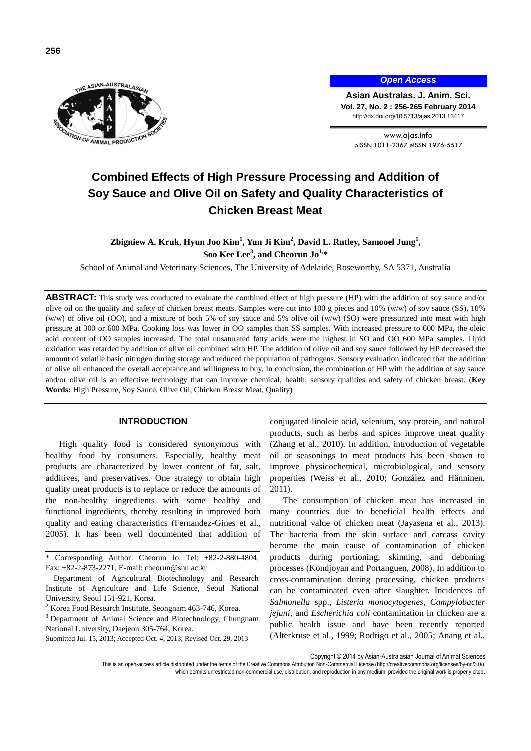Open Access

Asian Australas. J. Anim. Sci.
Vol. 27, No. 2 : 256-265 February 2014
http://dx.doi.org/10.5713/ajas.2013.13417

www.ajas.info
pISSN 1011-2367 eISSN 1976-5517

# Combined Effects of High Pressure Processing and Addition of Soy Sauce and Olive Oil on Safety and Quality Characteristics of Chicken Breast Meat

**Zbigniew A. Kruk, Hyun Joo Kim[1], Yun Ji Kim[2], David L. Rutley, Samooel Jung[1], Soo Kee Lee[3], and Cheorun Jo[1,]\***

School of Animal and Veterinary Sciences, The University of Adelaide, Roseworthy, SA 5371, Australia

**ABSTRACT:** This study was conducted to evaluate the combined effect of high pressure (HP) with the addition of soy sauce and/or olive oil on the quality and safety of chicken breast meats. Samples were cut into 100 g pieces and 10% (w/w) of soy sauce (SS), 10% (w/w) of olive oil (OO), and a mixture of both 5% of soy sauce and 5% olive oil (w/w) (SO) were pressurized into meat with high pressure at 300 or 600 MPa. Cooking loss was lower in OO samples than SS samples. With increased pressure to 600 MPa, the oleic acid content of OO samples increased. The total unsaturated fatty acids were the highest in SO and OO 600 MPa samples. Lipid oxidation was retarded by addition of olive oil combined with HP. The addition of olive oil and soy sauce followed by HP decreased the amount of volatile basic nitrogen during storage and reduced the population of pathogens. Sensory evaluation indicated that the addition of olive oil enhanced the overall acceptance and willingness to buy. In conclusion, the combination of HP with the addition of soy sauce and/or olive oil is an effective technology that can improve chemical, health, sensory qualities and safety of chicken breast. (**Key Words:** High Pressure, Soy Sauce, Olive Oil, Chicken Breast Meat, Quality)

## INTRODUCTION

High quality food is considered synonymous with healthy food by consumers. Especially, healthy meat products are characterized by lower content of fat, salt, additives, and preservatives. One strategy to obtain high quality meat products is to replace or reduce the amounts of the non-healthy ingredients with some healthy and functional ingredients, thereby resulting in improved both quality and eating characteristics (Fernandez-Gines et al., 2005). It has been well documented that addition of conjugated linoleic acid, selenium, soy protein, and natural products, such as herbs and spices improve meat quality (Zhang et al., 2010). In addition, introduction of vegetable oil or seasonings to meat products has been shown to improve physicochemical, microbiological, and sensory properties (Weiss et al., 2010; González and Hänninen, 2011).

The consumption of chicken meat has increased in many countries due to beneficial health effects and nutritional value of chicken meat (Jayasena et al., 2013). The bacteria from the skin surface and carcass cavity become the main cause of contamination of chicken products during portioning, skinning, and deboning processes (Kondjoyan and Portanguen, 2008). In addition to cross-contamination during processing, chicken products can be contaminated even after slaughter. Incidences of *Salmonella* spp., *Listeria monocytogenes*, *Campylobacter jejuni*, and *Escherichia coli* contamination in chicken are a public health issue and have been recently reported (Alterkruse et al., 1999; Rodrigo et al., 2005; Anang et al.,

\* Corresponding Author: Cheorun Jo. Tel: +82-2-880-4804, Fax: +82-2-873-2271, E-mail: cheorun@snu.ac.kr

[1] Department of Agricultural Biotechnology and Research Institute of Agriculture and Life Science, Seoul National University, Seoul 151-921, Korea.

[2] Korea Food Research Institute, Seongnam 463-746, Korea.

[3] Department of Animal Science and Biotechnology, Chungnam National University, Daejeon 305-764, Korea.

Submitted Jul. 15, 2013; Accepted Oct. 4, 2013; Revised Oct. 29, 2013

Copyright © 2014 by Asian-Australasian Journal of Animal Sciences

This is an open-access article distributed under the terms of the Creative Commons Attribution Non-Commercial License (http://creativecommons.org/licenses/by-nc/3.0/), which permits unrestricted non-commercial use, distribution, and reproduction in any medium, provided the original work is properly cited.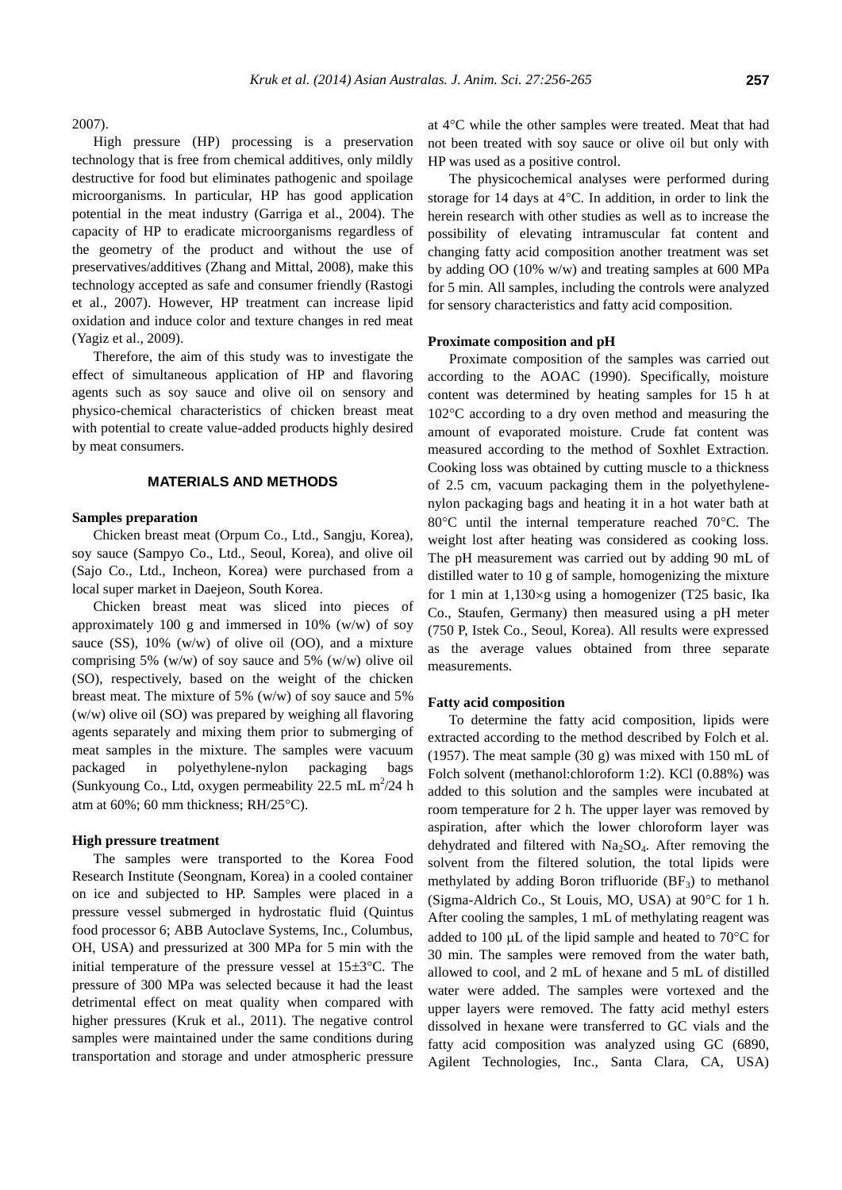2007).

High pressure (HP) processing is a preservation technology that is free from chemical additives, only mildly destructive for food but eliminates pathogenic and spoilage microorganisms. In particular, HP has good application potential in the meat industry (Garriga et al., 2004). The capacity of HP to eradicate microorganisms regardless of the geometry of the product and without the use of preservatives/additives (Zhang and Mittal, 2008), make this technology accepted as safe and consumer friendly (Rastogi et al., 2007). However, HP treatment can increase lipid oxidation and induce color and texture changes in red meat (Yagiz et al., 2009).

Therefore, the aim of this study was to investigate the effect of simultaneous application of HP and flavoring agents such as soy sauce and olive oil on sensory and physico-chemical characteristics of chicken breast meat with potential to create value-added products highly desired by meat consumers.

## MATERIALS AND METHODS

### Samples preparation

Chicken breast meat (Orpum Co., Ltd., Sangju, Korea), soy sauce (Sampyo Co., Ltd., Seoul, Korea), and olive oil (Sajo Co., Ltd., Incheon, Korea) were purchased from a local super market in Daejeon, South Korea.

Chicken breast meat was sliced into pieces of approximately 100 g and immersed in 10% (w/w) of soy sauce (SS), 10% (w/w) of olive oil (OO), and a mixture comprising 5% (w/w) of soy sauce and 5% (w/w) olive oil (SO), respectively, based on the weight of the chicken breast meat. The mixture of 5% (w/w) of soy sauce and 5% (w/w) olive oil (SO) was prepared by weighing all flavoring agents separately and mixing them prior to submerging of meat samples in the mixture. The samples were vacuum packaged in polyethylene-nylon packaging bags (Sunkyoung Co., Ltd, oxygen permeability 22.5 mL $m^2$/24 h atm at 60%; 60 mm thickness; RH/25°C).

### High pressure treatment

The samples were transported to the Korea Food Research Institute (Seongnam, Korea) in a cooled container on ice and subjected to HP. Samples were placed in a pressure vessel submerged in hydrostatic fluid (Quintus food processor 6; ABB Autoclave Systems, Inc., Columbus, OH, USA) and pressurized at 300 MPa for 5 min with the initial temperature of the pressure vessel at 15±3°C. The pressure of 300 MPa was selected because it had the least detrimental effect on meat quality when compared with higher pressures (Kruk et al., 2011). The negative control samples were maintained under the same conditions during transportation and storage and under atmospheric pressure at 4°C while the other samples were treated. Meat that had not been treated with soy sauce or olive oil but only with HP was used as a positive control.

The physicochemical analyses were performed during storage for 14 days at 4°C. In addition, in order to link the herein research with other studies as well as to increase the possibility of elevating intramuscular fat content and changing fatty acid composition another treatment was set by adding OO (10% w/w) and treating samples at 600 MPa for 5 min. All samples, including the controls were analyzed for sensory characteristics and fatty acid composition.

### Proximate composition and pH

Proximate composition of the samples was carried out according to the AOAC (1990). Specifically, moisture content was determined by heating samples for 15 h at 102°C according to a dry oven method and measuring the amount of evaporated moisture. Crude fat content was measured according to the method of Soxhlet Extraction. Cooking loss was obtained by cutting muscle to a thickness of 2.5 cm, vacuum packaging them in the polyethylene-nylon packaging bags and heating it in a hot water bath at 80°C until the internal temperature reached 70°C. The weight lost after heating was considered as cooking loss. The pH measurement was carried out by adding 90 mL of distilled water to 10 g of sample, homogenizing the mixture for 1 min at 1,130×g using a homogenizer (T25 basic, Ika Co., Staufen, Germany) then measured using a pH meter (750 P, Istek Co., Seoul, Korea). All results were expressed as the average values obtained from three separate measurements.

### Fatty acid composition

To determine the fatty acid composition, lipids were extracted according to the method described by Folch et al. (1957). The meat sample (30 g) was mixed with 150 mL of Folch solvent (methanol:chloroform 1:2). KCl (0.88%) was added to this solution and the samples were incubated at room temperature for 2 h. The upper layer was removed by aspiration, after which the lower chloroform layer was dehydrated and filtered with $Na_2SO_4$. After removing the solvent from the filtered solution, the total lipids were methylated by adding Boron trifluoride ($BF_3$) to methanol (Sigma-Aldrich Co., St Louis, MO, USA) at 90°C for 1 h. After cooling the samples, 1 mL of methylating reagent was added to 100 μL of the lipid sample and heated to 70°C for 30 min. The samples were removed from the water bath, allowed to cool, and 2 mL of hexane and 5 mL of distilled water were added. The samples were vortexed and the upper layers were removed. The fatty acid methyl esters dissolved in hexane were transferred to GC vials and the fatty acid composition was analyzed using GC (6890, Agilent Technologies, Inc., Santa Clara, CA, USA)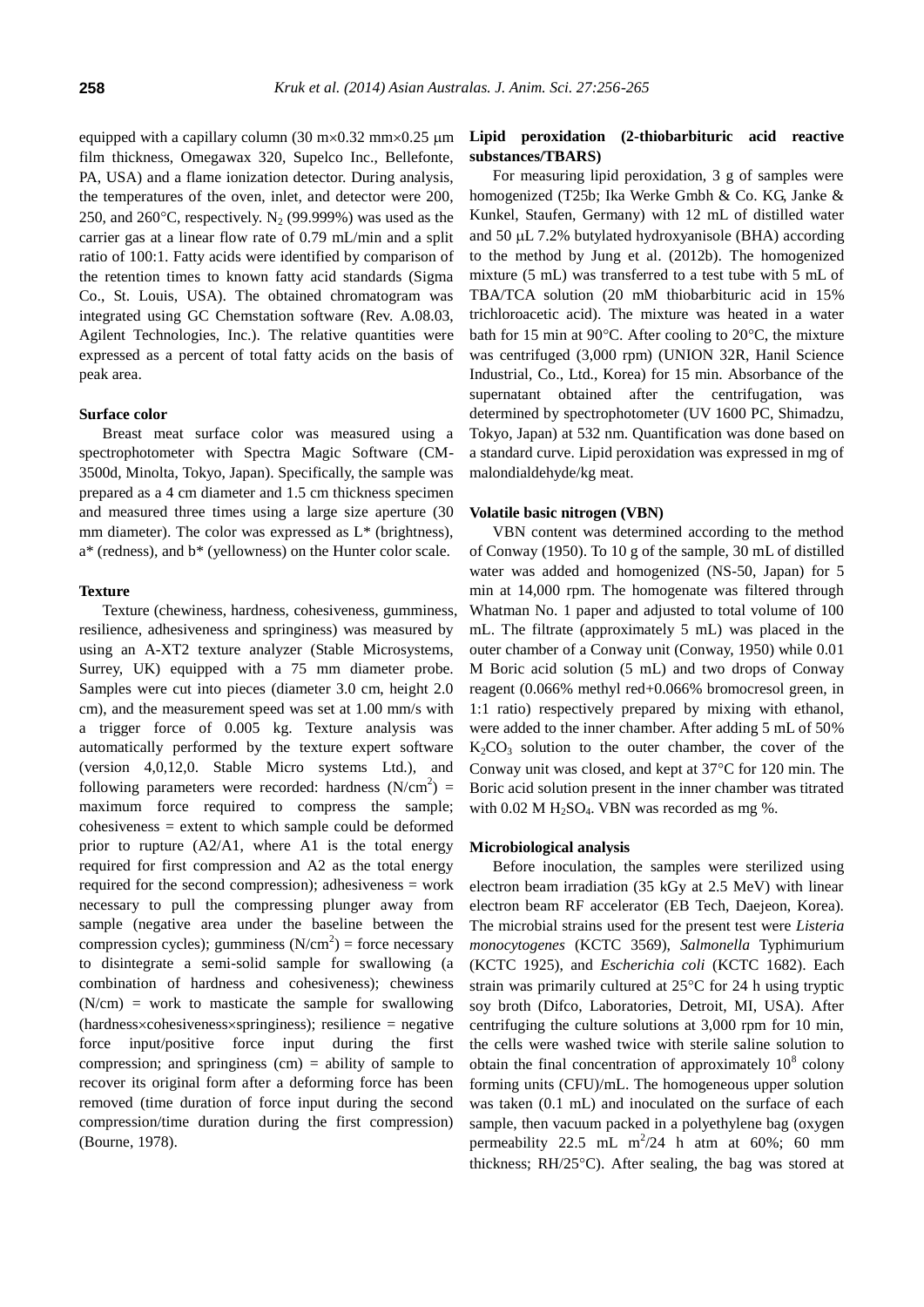equipped with a capillary column (30 m×0.32 mm×0.25 μm film thickness, Omegawax 320, Supelco Inc., Bellefonte, PA, USA) and a flame ionization detector. During analysis, the temperatures of the oven, inlet, and detector were 200, 250, and 260°C, respectively. $N_2$ (99.999%) was used as the carrier gas at a linear flow rate of 0.79 mL/min and a split ratio of 100:1. Fatty acids were identified by comparison of the retention times to known fatty acid standards (Sigma Co., St. Louis, USA). The obtained chromatogram was integrated using GC Chemstation software (Rev. A.08.03, Agilent Technologies, Inc.). The relative quantities were expressed as a percent of total fatty acids on the basis of peak area.

**Surface color**

Breast meat surface color was measured using a spectrophotometer with Spectra Magic Software (CM-3500d, Minolta, Tokyo, Japan). Specifically, the sample was prepared as a 4 cm diameter and 1.5 cm thickness specimen and measured three times using a large size aperture (30 mm diameter). The color was expressed as L* (brightness), a* (redness), and b* (yellowness) on the Hunter color scale.

**Texture**

Texture (chewiness, hardness, cohesiveness, gumminess, resilience, adhesiveness and springiness) was measured by using an A-XT2 texture analyzer (Stable Microsystems, Surrey, UK) equipped with a 75 mm diameter probe. Samples were cut into pieces (diameter 3.0 cm, height 2.0 cm), and the measurement speed was set at 1.00 mm/s with a trigger force of 0.005 kg. Texture analysis was automatically performed by the texture expert software (version 4,0,12,0. Stable Micro systems Ltd.), and following parameters were recorded: hardness ($N/cm^2$) = maximum force required to compress the sample; cohesiveness = extent to which sample could be deformed prior to rupture (A2/A1, where A1 is the total energy required for first compression and A2 as the total energy required for the second compression); adhesiveness = work necessary to pull the compressing plunger away from sample (negative area under the baseline between the compression cycles); gumminess ($N/cm^2$) = force necessary to disintegrate a semi-solid sample for swallowing (a combination of hardness and cohesiveness); chewiness (N/cm) = work to masticate the sample for swallowing (hardness×cohesiveness×springiness); resilience = negative force input/positive force input during the first compression; and springiness (cm) = ability of sample to recover its original form after a deforming force has been removed (time duration of force input during the second compression/time duration during the first compression) (Bourne, 1978).

**Lipid peroxidation (2-thiobarbituric acid reactive substances/TBARS)**

For measuring lipid peroxidation, 3 g of samples were homogenized (T25b; Ika Werke Gmbh & Co. KG, Janke & Kunkel, Staufen, Germany) with 12 mL of distilled water and 50 μL 7.2% butylated hydroxyanisole (BHA) according to the method by Jung et al. (2012b). The homogenized mixture (5 mL) was transferred to a test tube with 5 mL of TBA/TCA solution (20 mM thiobarbituric acid in 15% trichloroacetic acid). The mixture was heated in a water bath for 15 min at 90°C. After cooling to 20°C, the mixture was centrifuged (3,000 rpm) (UNION 32R, Hanil Science Industrial, Co., Ltd., Korea) for 15 min. Absorbance of the supernatant obtained after the centrifugation, was determined by spectrophotometer (UV 1600 PC, Shimadzu, Tokyo, Japan) at 532 nm. Quantification was done based on a standard curve. Lipid peroxidation was expressed in mg of malondialdehyde/kg meat.

**Volatile basic nitrogen (VBN)**

VBN content was determined according to the method of Conway (1950). To 10 g of the sample, 30 mL of distilled water was added and homogenized (NS-50, Japan) for 5 min at 14,000 rpm. The homogenate was filtered through Whatman No. 1 paper and adjusted to total volume of 100 mL. The filtrate (approximately 5 mL) was placed in the outer chamber of a Conway unit (Conway, 1950) while 0.01 M Boric acid solution (5 mL) and two drops of Conway reagent (0.066% methyl red+0.066% bromocresol green, in 1:1 ratio) respectively prepared by mixing with ethanol, were added to the inner chamber. After adding 5 mL of 50% $K_2CO_3$ solution to the outer chamber, the cover of the Conway unit was closed, and kept at 37°C for 120 min. The Boric acid solution present in the inner chamber was titrated with 0.02 M $H_2SO_4$. VBN was recorded as mg %.

**Microbiological analysis**

Before inoculation, the samples were sterilized using electron beam irradiation (35 kGy at 2.5 MeV) with linear electron beam RF accelerator (EB Tech, Daejeon, Korea). The microbial strains used for the present test were *Listeria monocytogenes* (KCTC 3569), *Salmonella* Typhimurium (KCTC 1925), and *Escherichia coli* (KCTC 1682). Each strain was primarily cultured at 25°C for 24 h using tryptic soy broth (Difco, Laboratories, Detroit, MI, USA). After centrifuging the culture solutions at 3,000 rpm for 10 min, the cells were washed twice with sterile saline solution to obtain the final concentration of approximately $10^8$ colony forming units (CFU)/mL. The homogeneous upper solution was taken (0.1 mL) and inoculated on the surface of each sample, then vacuum packed in a polyethylene bag (oxygen permeability 22.5 mL $m^2$/24 h atm at 60%; 60 mm thickness; RH/25°C). After sealing, the bag was stored at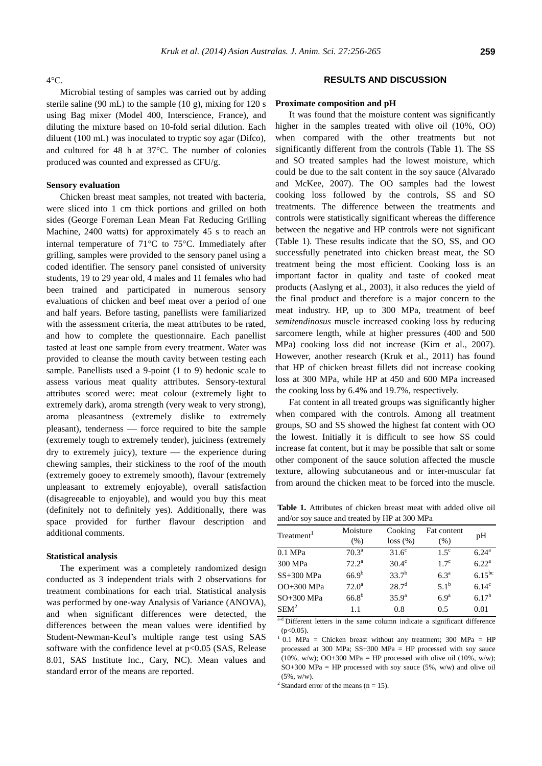4°C.

Microbial testing of samples was carried out by adding sterile saline (90 mL) to the sample (10 g), mixing for 120 s using Bag mixer (Model 400, Interscience, France), and diluting the mixture based on 10-fold serial dilution. Each diluent (100 mL) was inoculated to tryptic soy agar (Difco), and cultured for 48 h at 37°C. The number of colonies produced was counted and expressed as CFU/g.

### Sensory evaluation

Chicken breast meat samples, not treated with bacteria, were sliced into 1 cm thick portions and grilled on both sides (George Foreman Lean Mean Fat Reducing Grilling Machine, 2400 watts) for approximately 45 s to reach an internal temperature of 71°C to 75°C. Immediately after grilling, samples were provided to the sensory panel using a coded identifier. The sensory panel consisted of university students, 19 to 29 year old, 4 males and 11 females who had been trained and participated in numerous sensory evaluations of chicken and beef meat over a period of one and half years. Before tasting, panellists were familiarized with the assessment criteria, the meat attributes to be rated, and how to complete the questionnaire. Each panellist tasted at least one sample from every treatment. Water was provided to cleanse the mouth cavity between testing each sample. Panellists used a 9-point (1 to 9) hedonic scale to assess various meat quality attributes. Sensory-textural attributes scored were: meat colour (extremely light to extremely dark), aroma strength (very weak to very strong), aroma pleasantness (extremely dislike to extremely pleasant), tenderness — force required to bite the sample (extremely tough to extremely tender), juiciness (extremely dry to extremely juicy), texture — the experience during chewing samples, their stickiness to the roof of the mouth (extremely gooey to extremely smooth), flavour (extremely unpleasant to extremely enjoyable), overall satisfaction (disagreeable to enjoyable), and would you buy this meat (definitely not to definitely yes). Additionally, there was space provided for further flavour description and additional comments.

### Statistical analysis

The experiment was a completely randomized design conducted as 3 independent trials with 2 observations for treatment combinations for each trial. Statistical analysis was performed by one-way Analysis of Variance (ANOVA), and when significant differences were detected, the differences between the mean values were identified by Student-Newman-Keul's multiple range test using SAS software with the confidence level at $p<0.05$ (SAS, Release 8.01, SAS Institute Inc., Cary, NC). Mean values and standard error of the means are reported.

## RESULTS AND DISCUSSION

### Proximate composition and pH

It was found that the moisture content was significantly higher in the samples treated with olive oil (10%, OO) when compared with the other treatments but not significantly different from the controls (Table 1). The SS and SO treated samples had the lowest moisture, which could be due to the salt content in the soy sauce (Alvarado and McKee, 2007). The OO samples had the lowest cooking loss followed by the controls, SS and SO treatments. The difference between the treatments and controls were statistically significant whereas the difference between the negative and HP controls were not significant (Table 1). These results indicate that the SO, SS, and OO successfully penetrated into chicken breast meat, the SO treatment being the most efficient. Cooking loss is an important factor in quality and taste of cooked meat products (Aaslyng et al., 2003), it also reduces the yield of the final product and therefore is a major concern to the meat industry. HP, up to 300 MPa, treatment of beef *semitendinosus* muscle increased cooking loss by reducing sarcomere length, while at higher pressures (400 and 500 MPa) cooking loss did not increase (Kim et al., 2007). However, another research (Kruk et al., 2011) has found that HP of chicken breast fillets did not increase cooking loss at 300 MPa, while HP at 450 and 600 MPa increased the cooking loss by 6.4% and 19.7%, respectively.

Fat content in all treated groups was significantly higher when compared with the controls. Among all treatment groups, SO and SS showed the highest fat content with OO the lowest. Initially it is difficult to see how SS could increase fat content, but it may be possible that salt or some other component of the sauce solution affected the muscle texture, allowing subcutaneous and or inter-muscular fat from around the chicken meat to be forced into the muscle.

**Table 1.** Attributes of chicken breast meat with added olive oil and/or soy sauce and treated by HP at 300 MPa

| Treatment[1] | Moisture (%) | Cooking loss (%) | Fat content (%) | pH |
|---|---|---|---|---|
| 0.1 MPa | 70.3[a] | 31.6[c] | 1.5[c] | 6.24[a] |
| 300 MPa | 72.2[a] | 30.4[c] | 1.7[c] | 6.22[a] |
| SS+300 MPa | 66.9[b] | 33.7[b] | 6.3[a] | 6.15[bc] |
| OO+300 MPa | 72.0[a] | 28.7[d] | 5.1[b] | 6.14[c] |
| SO+300 MPa | 66.8[b] | 35.9[a] | 6.9[a] | 6.17[b] |
| SEM[2] | 1.1 | 0.8 | 0.5 | 0.01 |

[a-d] Different letters in the same column indicate a significant difference ($p<0.05$).

[1] 0.1 MPa = Chicken breast without any treatment; 300 MPa = HP processed at 300 MPa; SS+300 MPa = HP processed with soy sauce (10%, w/w); OO+300 MPa = HP processed with olive oil (10%, w/w); SO+300 MPa = HP processed with soy sauce (5%, w/w) and olive oil (5%, w/w).

[2] Standard error of the means (n = 15).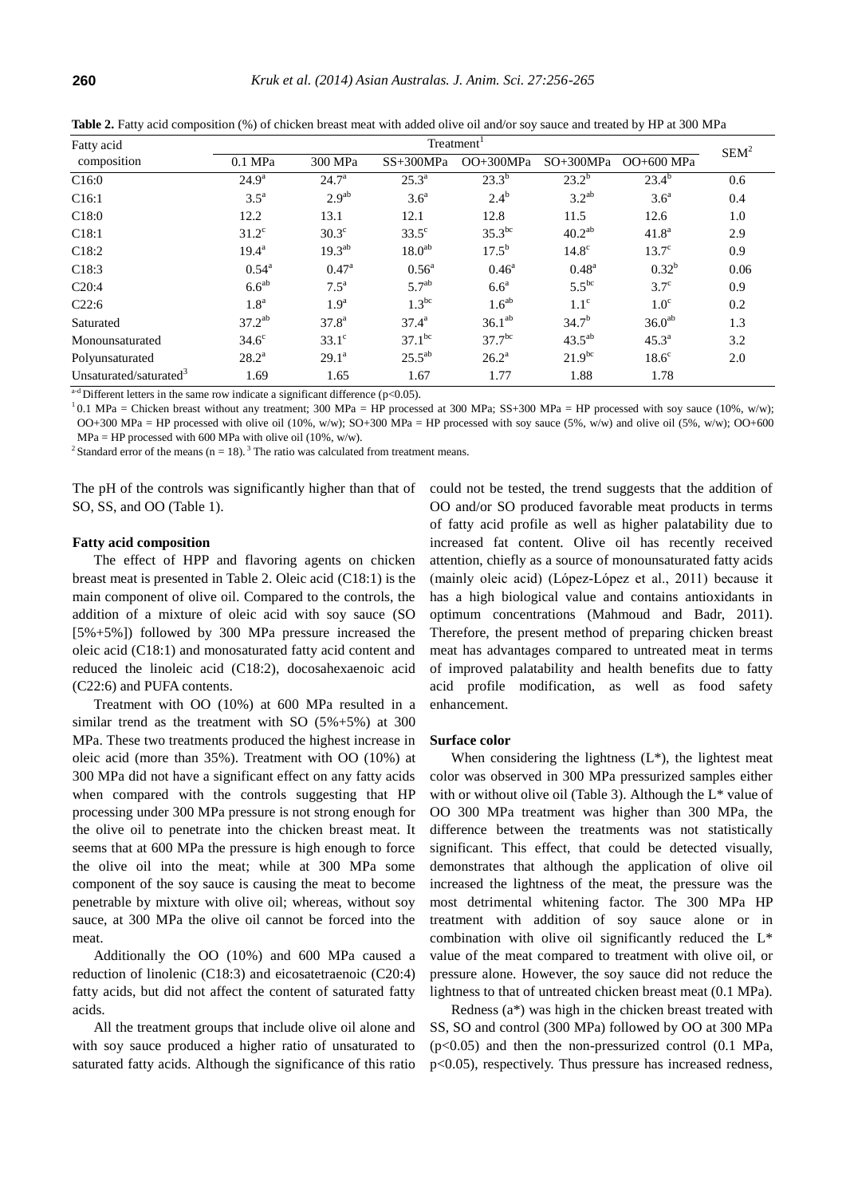**Table 2.** Fatty acid composition (%) of chicken breast meat with added olive oil and/or soy sauce and treated by HP at 300 MPa

| Fatty acid composition | Treatment[1] | | | | | | SEM[2] |
|---|---|---|---|---|---|---|---|
| | 0.1 MPa | 300 MPa | SS+300MPa | OO+300MPa | SO+300MPa | OO+600 MPa | |
| C16:0 | 24.9[a] | 24.7[a] | 25.3[a] | 23.3[b] | 23.2[b] | 23.4[b] | 0.6 |
| C16:1 | 3.5[a] | 2.9[ab] | 3.6[a] | 2.4[b] | 3.2[ab] | 3.6[a] | 0.4 |
| C18:0 | 12.2 | 13.1 | 12.1 | 12.8 | 11.5 | 12.6 | 1.0 |
| C18:1 | 31.2[c] | 30.3[c] | 33.5[c] | 35.3[bc] | 40.2[ab] | 41.8[a] | 2.9 |
| C18:2 | 19.4[a] | 19.3[ab] | 18.0[ab] | 17.5[b] | 14.8[c] | 13.7[c] | 0.9 |
| C18:3 | 0.54[a] | 0.47[a] | 0.56[a] | 0.46[a] | 0.48[a] | 0.32[b] | 0.06 |
| C20:4 | 6.6[ab] | 7.5[a] | 5.7[ab] | 6.6[a] | 5.5[bc] | 3.7[c] | 0.9 |
| C22:6 | 1.8[a] | 1.9[a] | 1.3[bc] | 1.6[ab] | 1.1[c] | 1.0[c] | 0.2 |
| Saturated | 37.2[ab] | 37.8[a] | 37.4[a] | 36.1[ab] | 34.7[b] | 36.0[ab] | 1.3 |
| Monounsaturated | 34.6[c] | 33.1[c] | 37.1[bc] | 37.7[bc] | 43.5[ab] | 45.3[a] | 3.2 |
| Polyunsaturated | 28.2[a] | 29.1[a] | 25.5[ab] | 26.2[a] | 21.9[bc] | 18.6[c] | 2.0 |
| Unsaturated/saturated[3] | 1.69 | 1.65 | 1.67 | 1.77 | 1.88 | 1.78 | |

[a-d] Different letters in the same row indicate a significant difference (p<0.05).

[1] 0.1 MPa = Chicken breast without any treatment; 300 MPa = HP processed at 300 MPa; SS+300 MPa = HP processed with soy sauce (10%, w/w); OO+300 MPa = HP processed with olive oil (10%, w/w); SO+300 MPa = HP processed with soy sauce (5%, w/w) and olive oil (5%, w/w); OO+600 MPa = HP processed with 600 MPa with olive oil (10%, w/w).

[2] Standard error of the means (n = 18). [3] The ratio was calculated from treatment means.

The pH of the controls was significantly higher than that of SO, SS, and OO (Table 1).

### Fatty acid composition

The effect of HPP and flavoring agents on chicken breast meat is presented in Table 2. Oleic acid (C18:1) is the main component of olive oil. Compared to the controls, the addition of a mixture of oleic acid with soy sauce (SO [5%+5%]) followed by 300 MPa pressure increased the oleic acid (C18:1) and monosaturated fatty acid content and reduced the linoleic acid (C18:2), docosahexaenoic acid (C22:6) and PUFA contents.

Treatment with OO (10%) at 600 MPa resulted in a similar trend as the treatment with SO (5%+5%) at 300 MPa. These two treatments produced the highest increase in oleic acid (more than 35%). Treatment with OO (10%) at 300 MPa did not have a significant effect on any fatty acids when compared with the controls suggesting that HP processing under 300 MPa pressure is not strong enough for the olive oil to penetrate into the chicken breast meat. It seems that at 600 MPa the pressure is high enough to force the olive oil into the meat; while at 300 MPa some component of the soy sauce is causing the meat to become penetrable by mixture with olive oil; whereas, without soy sauce, at 300 MPa the olive oil cannot be forced into the meat.

Additionally the OO (10%) and 600 MPa caused a reduction of linolenic (C18:3) and eicosatetraenoic (C20:4) fatty acids, but did not affect the content of saturated fatty acids.

All the treatment groups that include olive oil alone and with soy sauce produced a higher ratio of unsaturated to saturated fatty acids. Although the significance of this ratio could not be tested, the trend suggests that the addition of OO and/or SO produced favorable meat products in terms of fatty acid profile as well as higher palatability due to increased fat content. Olive oil has recently received attention, chiefly as a source of monounsaturated fatty acids (mainly oleic acid) (López-López et al., 2011) because it has a high biological value and contains antioxidants in optimum concentrations (Mahmoud and Badr, 2011). Therefore, the present method of preparing chicken breast meat has advantages compared to untreated meat in terms of improved palatability and health benefits due to fatty acid profile modification, as well as food safety enhancement.

### Surface color

When considering the lightness (L*), the lightest meat color was observed in 300 MPa pressurized samples either with or without olive oil (Table 3). Although the L* value of OO 300 MPa treatment was higher than 300 MPa, the difference between the treatments was not statistically significant. This effect, that could be detected visually, demonstrates that although the application of olive oil increased the lightness of the meat, the pressure was the most detrimental whitening factor. The 300 MPa HP treatment with addition of soy sauce alone or in combination with olive oil significantly reduced the L* value of the meat compared to treatment with olive oil, or pressure alone. However, the soy sauce did not reduce the lightness to that of untreated chicken breast meat (0.1 MPa).

Redness (a*) was high in the chicken breast treated with SS, SO and control (300 MPa) followed by OO at 300 MPa ($p<0.05$) and then the non-pressurized control (0.1 MPa, $p<0.05$), respectively. Thus pressure has increased redness,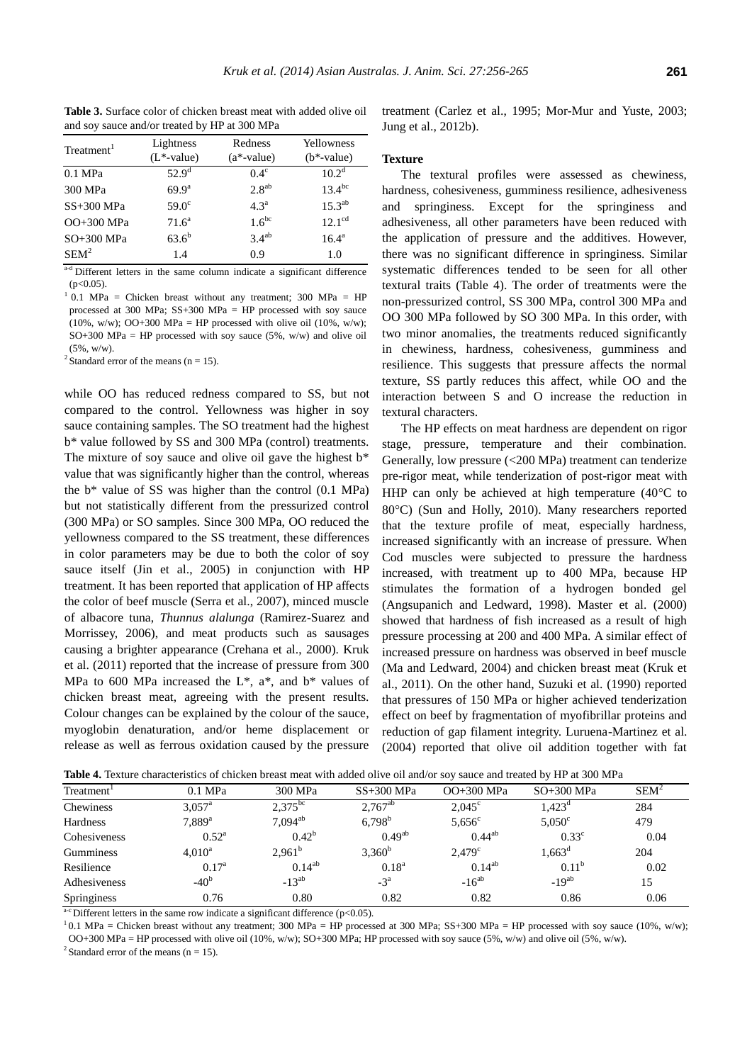**Table 3.** Surface color of chicken breast meat with added olive oil and soy sauce and/or treated by HP at 300 MPa

| Treatment[1] | Lightness ($L^*$-value) | Redness ($a^*$-value) | Yellowness ($b^*$-value) |
|---|---|---|---|
| 0.1 MPa | $52.9^{d}$ | $0.4^{c}$ | $10.2^{d}$ |
| 300 MPa | $69.9^{a}$ | $2.8^{ab}$ | $13.4^{bc}$ |
| SS+300 MPa | $59.0^{c}$ | $4.3^{a}$ | $15.3^{ab}$ |
| OO+300 MPa | $71.6^{a}$ | $1.6^{bc}$ | $12.1^{cd}$ |
| SO+300 MPa | $63.6^{b}$ | $3.4^{ab}$ | $16.4^{a}$ |
| SEM[2] | 1.4 | 0.9 | 1.0 |

[a-d] Different letters in the same column indicate a significant difference ($p<0.05$).

[1] 0.1 MPa = Chicken breast without any treatment; 300 MPa = HP processed at 300 MPa; SS+300 MPa = HP processed with soy sauce (10%, w/w); OO+300 MPa = HP processed with olive oil (10%, w/w); SO+300 MPa = HP processed with soy sauce (5%, w/w) and olive oil (5%, w/w).

[2] Standard error of the means (n = 15).

while OO has reduced redness compared to SS, but not compared to the control. Yellowness was higher in soy sauce containing samples. The SO treatment had the highest b* value followed by SS and 300 MPa (control) treatments. The mixture of soy sauce and olive oil gave the highest b* value that was significantly higher than the control, whereas the b* value of SS was higher than the control (0.1 MPa) but not statistically different from the pressurized control (300 MPa) or SO samples. Since 300 MPa, OO reduced the yellowness compared to the SS treatment, these differences in color parameters may be due to both the color of soy sauce itself (Jin et al., 2005) in conjunction with HP treatment. It has been reported that application of HP affects the color of beef muscle (Serra et al., 2007), minced muscle of albacore tuna, *Thunnus alalunga* (Ramirez-Suarez and Morrissey, 2006), and meat products such as sausages causing a brighter appearance (Crehana et al., 2000). Kruk et al. (2011) reported that the increase of pressure from 300 MPa to 600 MPa increased the L*, a*, and b* values of chicken breast meat, agreeing with the present results. Colour changes can be explained by the colour of the sauce, myoglobin denaturation, and/or heme displacement or release as well as ferrous oxidation caused by the pressure treatment (Carlez et al., 1995; Mor-Mur and Yuste, 2003; Jung et al., 2012b).

### Texture

The textural profiles were assessed as chewiness, hardness, cohesiveness, gumminess resilience, adhesiveness and springiness. Except for the springiness and adhesiveness, all other parameters have been reduced with the application of pressure and the additives. However, there was no significant difference in springiness. Similar systematic differences tended to be seen for all other textural traits (Table 4). The order of treatments were the non-pressurized control, SS 300 MPa, control 300 MPa and OO 300 MPa followed by SO 300 MPa. In this order, with two minor anomalies, the treatments reduced significantly in chewiness, hardness, cohesiveness, gumminess and resilience. This suggests that pressure affects the normal texture, SS partly reduces this affect, while OO and the interaction between S and O increase the reduction in textural characters.

The HP effects on meat hardness are dependent on rigor stage, pressure, temperature and their combination. Generally, low pressure (<200 MPa) treatment can tenderize pre-rigor meat, while tenderization of post-rigor meat with HHP can only be achieved at high temperature (40°C to 80°C) (Sun and Holly, 2010). Many researchers reported that the texture profile of meat, especially hardness, increased significantly with an increase of pressure. When Cod muscles were subjected to pressure the hardness increased, with treatment up to 400 MPa, because HP stimulates the formation of a hydrogen bonded gel (Angsupanich and Ledward, 1998). Master et al. (2000) showed that hardness of fish increased as a result of high pressure processing at 200 and 400 MPa. A similar effect of increased pressure on hardness was observed in beef muscle (Ma and Ledward, 2004) and chicken breast meat (Kruk et al., 2011). On the other hand, Suzuki et al. (1990) reported that pressures of 150 MPa or higher achieved tenderization effect on beef by fragmentation of myofibrillar proteins and reduction of gap filament integrity. Luruena-Martinez et al. (2004) reported that olive oil addition together with fat

**Table 4.** Texture characteristics of chicken breast meat with added olive oil and/or soy sauce and treated by HP at 300 MPa

| Treatment[1] | 0.1 MPa | 300 MPa | SS+300 MPa | OO+300 MPa | SO+300 MPa | SEM[2] |
|---|---|---|---|---|---|---|
| Chewiness | $3{,}057^{a}$ | $2{,}375^{bc}$ | $2{,}767^{ab}$ | $2{,}045^{c}$ | $1{,}423^{d}$ | 284 |
| Hardness | $7{,}889^{a}$ | $7{,}094^{ab}$ | $6{,}798^{b}$ | $5{,}656^{c}$ | $5{,}050^{c}$ | 479 |
| Cohesiveness | $0.52^{a}$ | $0.42^{b}$ | $0.49^{ab}$ | $0.44^{ab}$ | $0.33^{c}$ | 0.04 |
| Gumminess | $4{,}010^{a}$ | $2{,}961^{b}$ | $3{,}360^{b}$ | $2{,}479^{c}$ | $1{,}663^{d}$ | 204 |
| Resilience | $0.17^{a}$ | $0.14^{ab}$ | $0.18^{a}$ | $0.14^{ab}$ | $0.11^{b}$ | 0.02 |
| Adhesiveness | $-40^{b}$ | $-13^{ab}$ | $-3^{a}$ | $-16^{ab}$ | $-19^{ab}$ | 15 |
| Springiness | 0.76 | 0.80 | 0.82 | 0.82 | 0.86 | 0.06 |

[a-c] Different letters in the same row indicate a significant difference ($p<0.05$).

[1] 0.1 MPa = Chicken breast without any treatment; 300 MPa = HP processed at 300 MPa; SS+300 MPa = HP processed with soy sauce (10%, w/w); OO+300 MPa = HP processed with olive oil (10%, w/w); SO+300 MPa; HP processed with soy sauce (5%, w/w) and olive oil (5%, w/w).

[2] Standard error of the means (n = 15).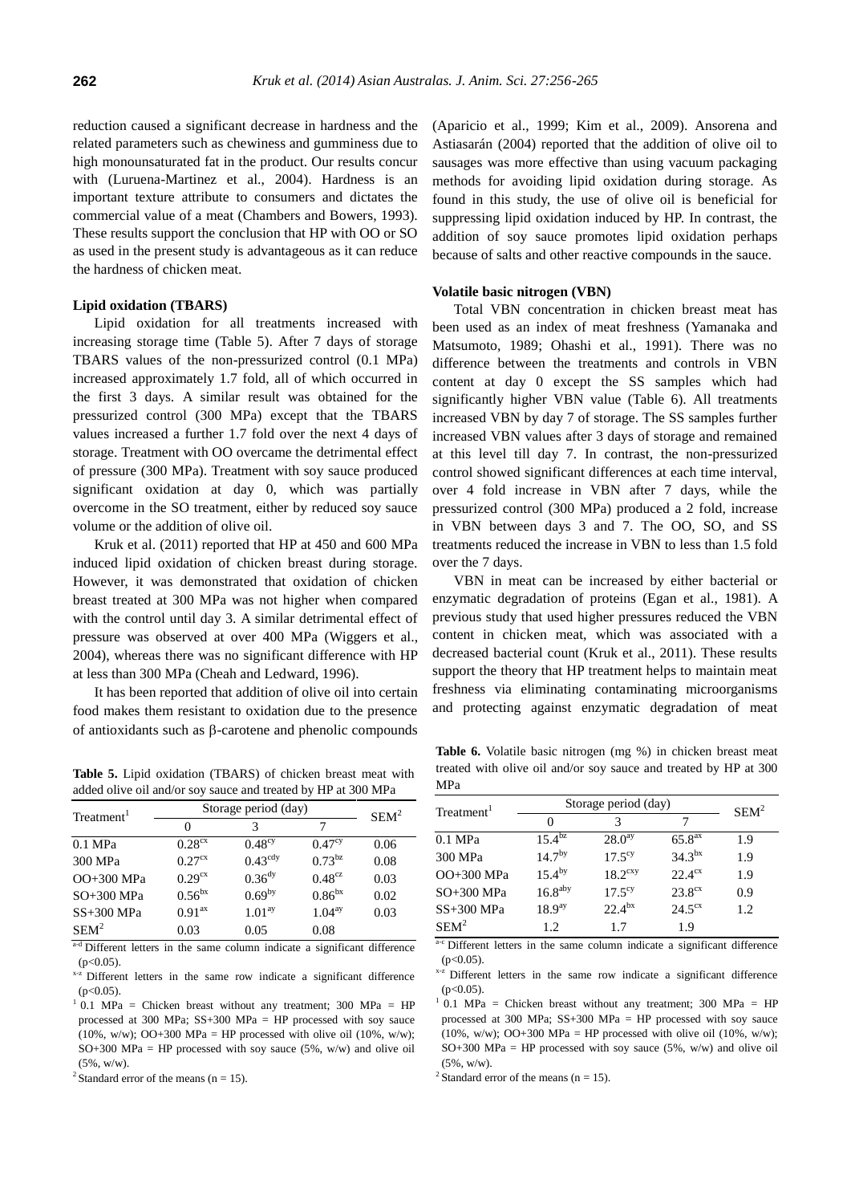reduction caused a significant decrease in hardness and the related parameters such as chewiness and gumminess due to high monounsaturated fat in the product. Our results concur with (Luruena-Martinez et al., 2004). Hardness is an important texture attribute to consumers and dictates the commercial value of a meat (Chambers and Bowers, 1993). These results support the conclusion that HP with OO or SO as used in the present study is advantageous as it can reduce the hardness of chicken meat.

#### Lipid oxidation (TBARS)

Lipid oxidation for all treatments increased with increasing storage time (Table 5). After 7 days of storage TBARS values of the non-pressurized control (0.1 MPa) increased approximately 1.7 fold, all of which occurred in the first 3 days. A similar result was obtained for the pressurized control (300 MPa) except that the TBARS values increased a further 1.7 fold over the next 4 days of storage. Treatment with OO overcame the detrimental effect of pressure (300 MPa). Treatment with soy sauce produced significant oxidation at day 0, which was partially overcome in the SO treatment, either by reduced soy sauce volume or the addition of olive oil.

Kruk et al. (2011) reported that HP at 450 and 600 MPa induced lipid oxidation of chicken breast during storage. However, it was demonstrated that oxidation of chicken breast treated at 300 MPa was not higher when compared with the control until day 3. A similar detrimental effect of pressure was observed at over 400 MPa (Wiggers et al., 2004), whereas there was no significant difference with HP at less than 300 MPa (Cheah and Ledward, 1996).

It has been reported that addition of olive oil into certain food makes them resistant to oxidation due to the presence of antioxidants such as β-carotene and phenolic compounds (Aparicio et al., 1999; Kim et al., 2009). Ansorena and Astiasarán (2004) reported that the addition of olive oil to sausages was more effective than using vacuum packaging methods for avoiding lipid oxidation during storage. As found in this study, the use of olive oil is beneficial for suppressing lipid oxidation induced by HP. In contrast, the addition of soy sauce promotes lipid oxidation perhaps because of salts and other reactive compounds in the sauce.

**Table 5.** Lipid oxidation (TBARS) of chicken breast meat with added olive oil and/or soy sauce and treated by HP at 300 MPa

| Treatment[1] | Storage period (day) | | | SEM[2] |
|---|---|---|---|---|
| | 0 | 3 | 7 | |
| 0.1 MPa | $0.28^{cx}$ | $0.48^{cy}$ | $0.47^{cy}$ | 0.06 |
| 300 MPa | $0.27^{cx}$ | $0.43^{cdy}$ | $0.73^{bz}$ | 0.08 |
| OO+300 MPa | $0.29^{cx}$ | $0.36^{dy}$ | $0.48^{cz}$ | 0.03 |
| SO+300 MPa | $0.56^{bx}$ | $0.69^{by}$ | $0.86^{bx}$ | 0.02 |
| SS+300 MPa | $0.91^{ax}$ | $1.01^{ay}$ | $1.04^{ay}$ | 0.03 |
| SEM[2] | 0.03 | 0.05 | 0.08 | |

[a-d] Different letters in the same column indicate a significant difference ($p<0.05$).

[x-z] Different letters in the same row indicate a significant difference ($p<0.05$).

[1] 0.1 MPa = Chicken breast without any treatment; 300 MPa = HP processed at 300 MPa; SS+300 MPa = HP processed with soy sauce (10%, w/w); OO+300 MPa = HP processed with olive oil (10%, w/w); SO+300 MPa = HP processed with soy sauce (5%, w/w) and olive oil (5%, w/w).

[2] Standard error of the means (n = 15).

#### Volatile basic nitrogen (VBN)

Total VBN concentration in chicken breast meat has been used as an index of meat freshness (Yamanaka and Matsumoto, 1989; Ohashi et al., 1991). There was no difference between the treatments and controls in VBN content at day 0 except the SS samples which had significantly higher VBN value (Table 6). All treatments increased VBN by day 7 of storage. The SS samples further increased VBN values after 3 days of storage and remained at this level till day 7. In contrast, the non-pressurized control showed significant differences at each time interval, over 4 fold increase in VBN after 7 days, while the pressurized control (300 MPa) produced a 2 fold, increase in VBN between days 3 and 7. The OO, SO, and SS treatments reduced the increase in VBN to less than 1.5 fold over the 7 days.

VBN in meat can be increased by either bacterial or enzymatic degradation of proteins (Egan et al., 1981). A previous study that used higher pressures reduced the VBN content in chicken meat, which was associated with a decreased bacterial count (Kruk et al., 2011). These results support the theory that HP treatment helps to maintain meat freshness via eliminating contaminating microorganisms and protecting against enzymatic degradation of meat

**Table 6.** Volatile basic nitrogen (mg %) in chicken breast meat treated with olive oil and/or soy sauce and treated by HP at 300 MPa

| Treatment[1] | Storage period (day) | | | SEM[2] |
|---|---|---|---|---|
| | 0 | 3 | 7 | |
| 0.1 MPa | $15.4^{bz}$ | $28.0^{ay}$ | $65.8^{ax}$ | 1.9 |
| 300 MPa | $14.7^{by}$ | $17.5^{cy}$ | $34.3^{bx}$ | 1.9 |
| OO+300 MPa | $15.4^{by}$ | $18.2^{cxy}$ | $22.4^{cx}$ | 1.9 |
| SO+300 MPa | $16.8^{aby}$ | $17.5^{cy}$ | $23.8^{cx}$ | 0.9 |
| SS+300 MPa | $18.9^{ay}$ | $22.4^{bx}$ | $24.5^{cx}$ | 1.2 |
| SEM[2] | 1.2 | 1.7 | 1.9 | |

[a-c] Different letters in the same column indicate a significant difference ($p<0.05$).

[x-z] Different letters in the same row indicate a significant difference ($p<0.05$).

[1] 0.1 MPa = Chicken breast without any treatment; 300 MPa = HP processed at 300 MPa; SS+300 MPa = HP processed with soy sauce (10%, w/w); OO+300 MPa = HP processed with olive oil (10%, w/w); SO+300 MPa = HP processed with soy sauce (5%, w/w) and olive oil (5%, w/w).

[2] Standard error of the means (n = 15).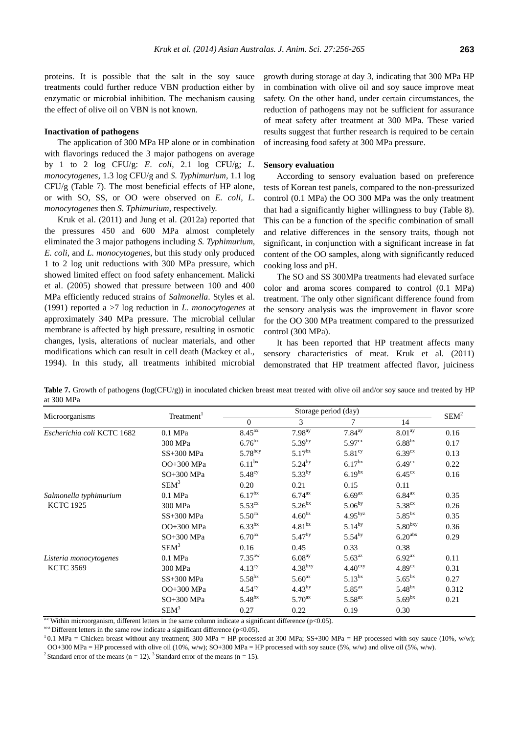proteins. It is possible that the salt in the soy sauce treatments could further reduce VBN production either by enzymatic or microbial inhibition. The mechanism causing the effect of olive oil on VBN is not known.

### Inactivation of pathogens

The application of 300 MPa HP alone or in combination with flavorings reduced the 3 major pathogens on average by 1 to 2 log CFU/g: *E. coli*, 2.1 log CFU/g; *L. monocytogenes*, 1.3 log CFU/g and *S. Typhimurium*, 1.1 log CFU/g (Table 7). The most beneficial effects of HP alone, or with SO, SS, or OO were observed on *E. coli*, *L. monocytogenes* then *S. Tphimurium*, respectively.

Kruk et al. (2011) and Jung et al. (2012a) reported that the pressures 450 and 600 MPa almost completely eliminated the 3 major pathogens including *S. Typhimurium*, *E. coli*, and *L. monocytogenes*, but this study only produced 1 to 2 log unit reductions with 300 MPa pressure, which showed limited effect on food safety enhancement. Malicki et al. (2005) showed that pressure between 100 and 400 MPa efficiently reduced strains of *Salmonella*. Styles et al. (1991) reported a >7 log reduction in *L. monocytogenes* at approximately 340 MPa pressure. The microbial cellular membrane is affected by high pressure, resulting in osmotic changes, lysis, alterations of nuclear materials, and other modifications which can result in cell death (Mackey et al., 1994). In this study, all treatments inhibited microbial growth during storage at day 3, indicating that 300 MPa HP in combination with olive oil and soy sauce improve meat safety. On the other hand, under certain circumstances, the reduction of pathogens may not be sufficient for assurance of meat safety after treatment at 300 MPa. These varied results suggest that further research is required to be certain of increasing food safety at 300 MPa pressure.

### Sensory evaluation

According to sensory evaluation based on preference tests of Korean test panels, compared to the non-pressurized control (0.1 MPa) the OO 300 MPa was the only treatment that had a significantly higher willingness to buy (Table 8). This can be a function of the specific combination of small and relative differences in the sensory traits, though not significant, in conjunction with a significant increase in fat content of the OO samples, along with significantly reduced cooking loss and pH.

The SO and SS 300MPa treatments had elevated surface color and aroma scores compared to control (0.1 MPa) treatment. The only other significant difference found from the sensory analysis was the improvement in flavor score for the OO 300 MPa treatment compared to the pressurized control (300 MPa).

It has been reported that HP treatment affects many sensory characteristics of meat. Kruk et al. (2011) demonstrated that HP treatment affected flavor, juiciness

**Table 7.** Growth of pathogens (log(CFU/g)) in inoculated chicken breast meat treated with olive oil and/or soy sauce and treated by HP at 300 MPa

| Microorganisms | Treatment[1] | Storage period (day) | | | | SEM[2] |
|---|---|---|---|---|---|---|
| | | 0 | 3 | 7 | 14 | |
| *Escherichia coli* KCTC 1682 | 0.1 MPa | $8.45^{ax}$ | $7.98^{ay}$ | $7.84^{ay}$ | $8.01^{ay}$ | 0.16 |
| | 300 MPa | $6.76^{bx}$ | $5.39^{by}$ | $5.97^{cx}$ | $6.88^{bx}$ | 0.17 |
| | SS+300 MPa | $5.78^{bcy}$ | $5.17^{bz}$ | $5.81^{cy}$ | $6.39^{cx}$ | 0.13 |
| | OO+300 MPa | $6.11^{bx}$ | $5.24^{by}$ | $6.17^{bx}$ | $6.49^{cx}$ | 0.22 |
| | SO+300 MPa | $5.48^{cy}$ | $5.33^{by}$ | $6.19^{bx}$ | $6.45^{cx}$ | 0.16 |
| | SEM[3] | 0.20 | 0.21 | 0.15 | 0.11 | |
| *Salmonella typhimurium* KCTC 1925 | 0.1 MPa | $6.17^{bx}$ | $6.74^{ax}$ | $6.69^{ax}$ | $6.84^{ax}$ | 0.35 |
| | 300 MPa | $5.53^{cx}$ | $5.26^{bx}$ | $5.06^{by}$ | $5.38^{cx}$ | 0.26 |
| | SS+300 MPa | $5.50^{cx}$ | $4.60^{bz}$ | $4.95^{byz}$ | $5.85^{bx}$ | 0.35 |
| | OO+300 MPa | $6.33^{bx}$ | $4.81^{bz}$ | $5.14^{by}$ | $5.80^{bxy}$ | 0.36 |
| | SO+300 MPa | $6.70^{ax}$ | $5.47^{by}$ | $5.54^{by}$ | $6.20^{abx}$ | 0.29 |
| | SEM[3] | 0.16 | 0.45 | 0.33 | 0.38 | |
| *Listeria monocytogenes* KCTC 3569 | 0.1 MPa | $7.35^{aw}$ | $6.08^{ay}$ | $5.63^{az}$ | $6.92^{ax}$ | 0.11 |
| | 300 MPa | $4.13^{cy}$ | $4.38^{bxy}$ | $4.40^{cxy}$ | $4.89^{cx}$ | 0.31 |
| | SS+300 MPa | $5.58^{bx}$ | $5.60^{ax}$ | $5.13^{bx}$ | $5.65^{bx}$ | 0.27 |
| | OO+300 MPa | $4.54^{cy}$ | $4.43^{by}$ | $5.85^{ax}$ | $5.48^{bx}$ | 0.312 |
| | SO+300 MPa | $5.48^{bx}$ | $5.70^{ax}$ | $5.58^{ax}$ | $5.69^{bx}$ | 0.21 |
| | SEM[3] | 0.27 | 0.22 | 0.19 | 0.30 | |

[a-c] Within microorganism, different letters in the same column indicate a significant difference (p<0.05).

[w-z] Different letters in the same row indicate a significant difference (p<0.05).

[1] 0.1 MPa = Chicken breast without any treatment; 300 MPa = HP processed at 300 MPa; SS+300 MPa = HP processed with soy sauce (10%, w/w); OO+300 MPa = HP processed with olive oil (10%, w/w); SO+300 MPa = HP processed with soy sauce (5%, w/w) and olive oil (5%, w/w).

[2] Standard error of the means (n = 12). [3] Standard error of the means (n = 15).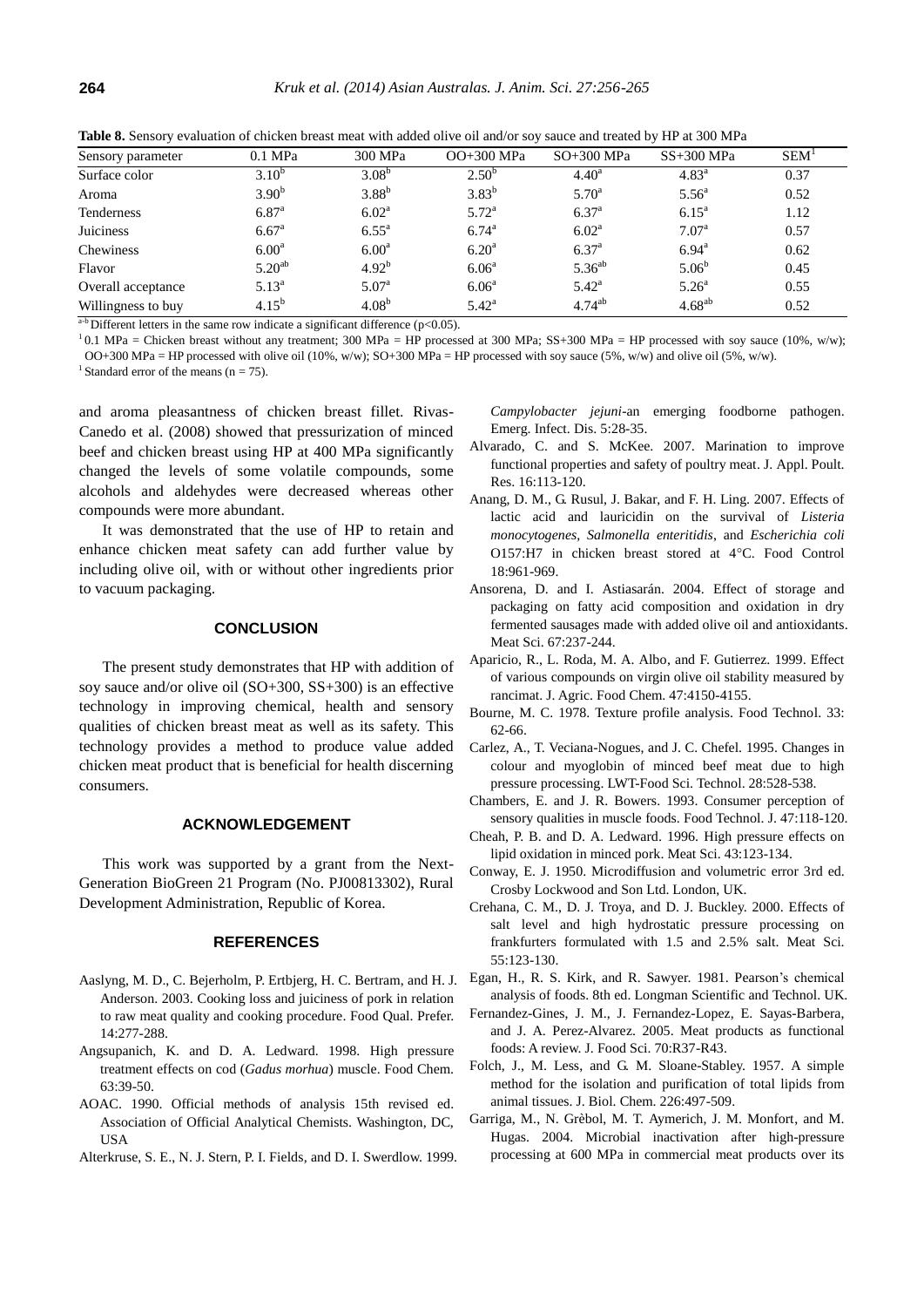**Table 8.** Sensory evaluation of chicken breast meat with added olive oil and/or soy sauce and treated by HP at 300 MPa

| Sensory parameter | 0.1 MPa | 300 MPa | OO+300 MPa | SO+300 MPa | SS+300 MPa | SEM[1] |
|---|---|---|---|---|---|---|
| Surface color | 3.10[b] | 3.08[b] | 2.50[b] | 4.40[a] | 4.83[a] | 0.37 |
| Aroma | 3.90[b] | 3.88[b] | 3.83[b] | 5.70[a] | 5.56[a] | 0.52 |
| Tenderness | 6.87[a] | 6.02[a] | 5.72[a] | 6.37[a] | 6.15[a] | 1.12 |
| Juiciness | 6.67[a] | 6.55[a] | 6.74[a] | 6.02[a] | 7.07[a] | 0.57 |
| Chewiness | 6.00[a] | 6.00[a] | 6.20[a] | 6.37[a] | 6.94[a] | 0.62 |
| Flavor | 5.20[ab] | 4.92[b] | 6.06[a] | 5.36[ab] | 5.06[b] | 0.45 |
| Overall acceptance | 5.13[a] | 5.07[a] | 6.06[a] | 5.42[a] | 5.26[a] | 0.55 |
| Willingness to buy | 4.15[b] | 4.08[b] | 5.42[a] | 4.74[ab] | 4.68[ab] | 0.52 |

[a-b] Different letters in the same row indicate a significant difference ($p<0.05$).

[1] 0.1 MPa = Chicken breast without any treatment; 300 MPa = HP processed at 300 MPa; SS+300 MPa = HP processed with soy sauce (10%, w/w); OO+300 MPa = HP processed with olive oil (10%, w/w); SO+300 MPa = HP processed with soy sauce (5%, w/w) and olive oil (5%, w/w).

[1] Standard error of the means (n = 75).

and aroma pleasantness of chicken breast fillet. Rivas-Canedo et al. (2008) showed that pressurization of minced beef and chicken breast using HP at 400 MPa significantly changed the levels of some volatile compounds, some alcohols and aldehydes were decreased whereas other compounds were more abundant.

It was demonstrated that the use of HP to retain and enhance chicken meat safety can add further value by including olive oil, with or without other ingredients prior to vacuum packaging.

## CONCLUSION

The present study demonstrates that HP with addition of soy sauce and/or olive oil (SO+300, SS+300) is an effective technology in improving chemical, health and sensory qualities of chicken breast meat as well as its safety. This technology provides a method to produce value added chicken meat product that is beneficial for health discerning consumers.

## ACKNOWLEDGEMENT

This work was supported by a grant from the Next-Generation BioGreen 21 Program (No. PJ00813302), Rural Development Administration, Republic of Korea.

## REFERENCES

Aaslyng, M. D., C. Bejerholm, P. Ertbjerg, H. C. Bertram, and H. J. Anderson. 2003. Cooking loss and juiciness of pork in relation to raw meat quality and cooking procedure. Food Qual. Prefer. 14:277-288.

Angsupanich, K. and D. A. Ledward. 1998. High pressure treatment effects on cod (*Gadus morhua*) muscle. Food Chem. 63:39-50.

AOAC. 1990. Official methods of analysis 15th revised ed. Association of Official Analytical Chemists. Washington, DC, USA

Alterkruse, S. E., N. J. Stern, P. I. Fields, and D. I. Swerdlow. 1999. *Campylobacter jejuni*-an emerging foodborne pathogen. Emerg. Infect. Dis. 5:28-35.

Alvarado, C. and S. McKee. 2007. Marination to improve functional properties and safety of poultry meat. J. Appl. Poult. Res. 16:113-120.

Anang, D. M., G. Rusul, J. Bakar, and F. H. Ling. 2007. Effects of lactic acid and lauricidin on the survival of *Listeria monocytogenes*, *Salmonella enteritidis*, and *Escherichia coli* O157:H7 in chicken breast stored at 4°C. Food Control 18:961-969.

Ansorena, D. and I. Astiasarán. 2004. Effect of storage and packaging on fatty acid composition and oxidation in dry fermented sausages made with added olive oil and antioxidants. Meat Sci. 67:237-244.

Aparicio, R., L. Roda, M. A. Albo, and F. Gutierrez. 1999. Effect of various compounds on virgin olive oil stability measured by rancimat. J. Agric. Food Chem. 47:4150-4155.

Bourne, M. C. 1978. Texture profile analysis. Food Technol. 33: 62-66.

Carlez, A., T. Veciana-Nogues, and J. C. Chefel. 1995. Changes in colour and myoglobin of minced beef meat due to high pressure processing. LWT-Food Sci. Technol. 28:528-538.

Chambers, E. and J. R. Bowers. 1993. Consumer perception of sensory qualities in muscle foods. Food Technol. J. 47:118-120.

Cheah, P. B. and D. A. Ledward. 1996. High pressure effects on lipid oxidation in minced pork. Meat Sci. 43:123-134.

Conway, E. J. 1950. Microdiffusion and volumetric error 3rd ed. Crosby Lockwood and Son Ltd. London, UK.

Crehana, C. M., D. J. Troya, and D. J. Buckley. 2000. Effects of salt level and high hydrostatic pressure processing on frankfurters formulated with 1.5 and 2.5% salt. Meat Sci. 55:123-130.

Egan, H., R. S. Kirk, and R. Sawyer. 1981. Pearson's chemical analysis of foods. 8th ed. Longman Scientific and Technol. UK.

Fernandez-Gines, J. M., J. Fernandez-Lopez, E. Sayas-Barbera, and J. A. Perez-Alvarez. 2005. Meat products as functional foods: A review. J. Food Sci. 70:R37-R43.

Folch, J., M. Less, and G. M. Sloane-Stabley. 1957. A simple method for the isolation and purification of total lipids from animal tissues. J. Biol. Chem. 226:497-509.

Garriga, M., N. Grèbol, M. T. Aymerich, J. M. Monfort, and M. Hugas. 2004. Microbial inactivation after high-pressure processing at 600 MPa in commercial meat products over its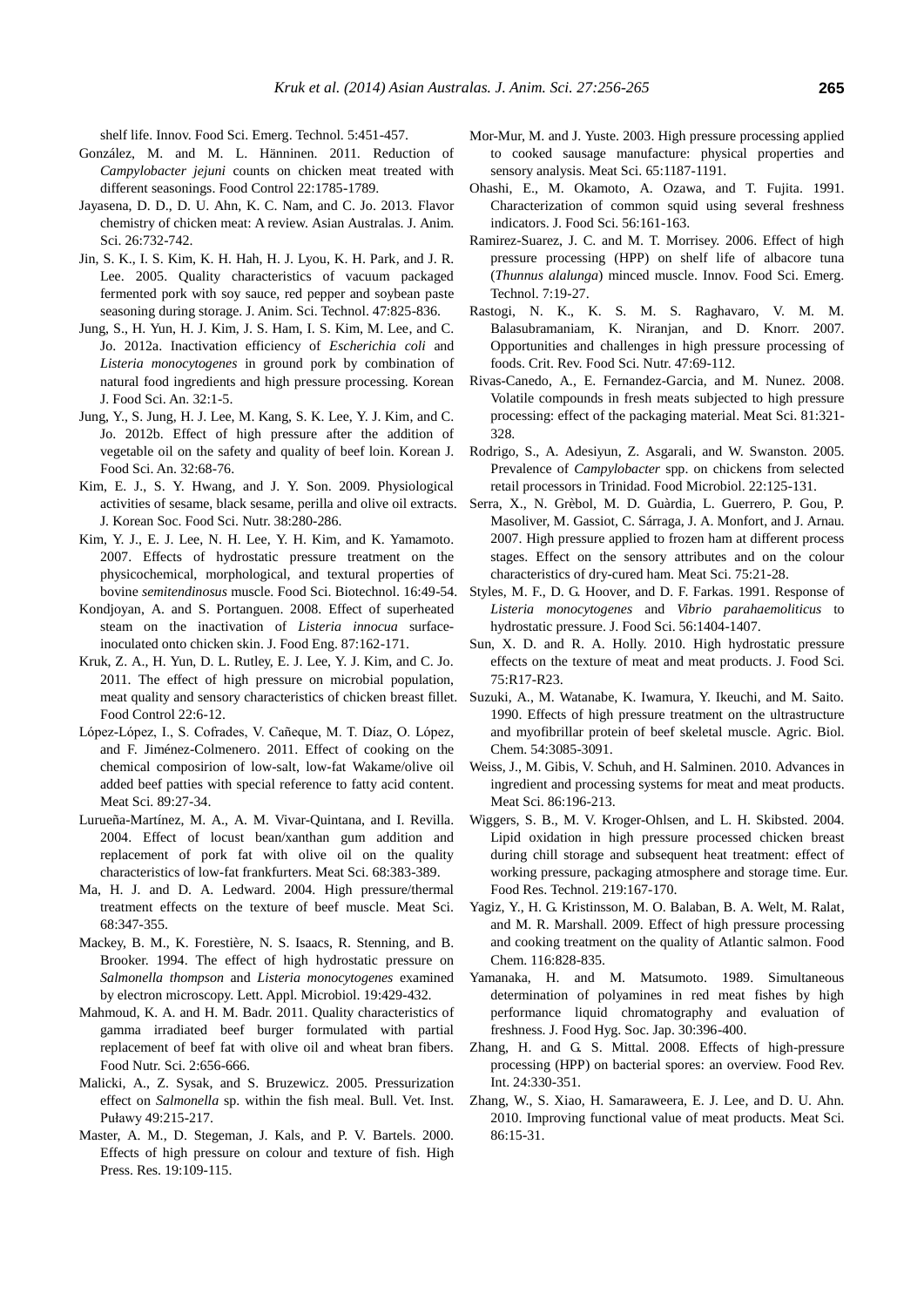shelf life. Innov. Food Sci. Emerg. Technol. 5:451-457.

González, M. and M. L. Hänninen. 2011. Reduction of *Campylobacter jejuni* counts on chicken meat treated with different seasonings. Food Control 22:1785-1789.

Jayasena, D. D., D. U. Ahn, K. C. Nam, and C. Jo. 2013. Flavor chemistry of chicken meat: A review. Asian Australas. J. Anim. Sci. 26:732-742.

Jin, S. K., I. S. Kim, K. H. Hah, H. J. Lyou, K. H. Park, and J. R. Lee. 2005. Quality characteristics of vacuum packaged fermented pork with soy sauce, red pepper and soybean paste seasoning during storage. J. Anim. Sci. Technol. 47:825-836.

Jung, S., H. Yun, H. J. Kim, J. S. Ham, I. S. Kim, M. Lee, and C. Jo. 2012a. Inactivation efficiency of *Escherichia coli* and *Listeria monocytogenes* in ground pork by combination of natural food ingredients and high pressure processing. Korean J. Food Sci. An. 32:1-5.

Jung, Y., S. Jung, H. J. Lee, M. Kang, S. K. Lee, Y. J. Kim, and C. Jo. 2012b. Effect of high pressure after the addition of vegetable oil on the safety and quality of beef loin. Korean J. Food Sci. An. 32:68-76.

Kim, E. J., S. Y. Hwang, and J. Y. Son. 2009. Physiological activities of sesame, black sesame, perilla and olive oil extracts. J. Korean Soc. Food Sci. Nutr. 38:280-286.

Kim, Y. J., E. J. Lee, N. H. Lee, Y. H. Kim, and K. Yamamoto. 2007. Effects of hydrostatic pressure treatment on the physicochemical, morphological, and textural properties of bovine *semitendinosus* muscle. Food Sci. Biotechnol. 16:49-54.

Kondjoyan, A. and S. Portanguen. 2008. Effect of superheated steam on the inactivation of *Listeria innocua* surface-inoculated onto chicken skin. J. Food Eng. 87:162-171.

Kruk, Z. A., H. Yun, D. L. Rutley, E. J. Lee, Y. J. Kim, and C. Jo. 2011. The effect of high pressure on microbial population, meat quality and sensory characteristics of chicken breast fillet. Food Control 22:6-12.

López-López, I., S. Cofrades, V. Cañeque, M. T. Díaz, O. López, and F. Jiménez-Colmenero. 2011. Effect of cooking on the chemical composirion of low-salt, low-fat Wakame/olive oil added beef patties with special reference to fatty acid content. Meat Sci. 89:27-34.

Lurueña-Martínez, M. A., A. M. Vivar-Quintana, and I. Revilla. 2004. Effect of locust bean/xanthan gum addition and replacement of pork fat with olive oil on the quality characteristics of low-fat frankfurters. Meat Sci. 68:383-389.

Ma, H. J. and D. A. Ledward. 2004. High pressure/thermal treatment effects on the texture of beef muscle. Meat Sci. 68:347-355.

Mackey, B. M., K. Forestière, N. S. Isaacs, R. Stenning, and B. Brooker. 1994. The effect of high hydrostatic pressure on *Salmonella thompson* and *Listeria monocytogenes* examined by electron microscopy. Lett. Appl. Microbiol. 19:429-432.

Mahmoud, K. A. and H. M. Badr. 2011. Quality characteristics of gamma irradiated beef burger formulated with partial replacement of beef fat with olive oil and wheat bran fibers. Food Nutr. Sci. 2:656-666.

Malicki, A., Z. Sysak, and S. Bruzewicz. 2005. Pressurization effect on *Salmonella* sp. within the fish meal. Bull. Vet. Inst. Puławy 49:215-217.

Master, A. M., D. Stegeman, J. Kals, and P. V. Bartels. 2000. Effects of high pressure on colour and texture of fish. High Press. Res. 19:109-115.

Mor-Mur, M. and J. Yuste. 2003. High pressure processing applied to cooked sausage manufacture: physical properties and sensory analysis. Meat Sci. 65:1187-1191.

Ohashi, E., M. Okamoto, A. Ozawa, and T. Fujita. 1991. Characterization of common squid using several freshness indicators. J. Food Sci. 56:161-163.

Ramirez-Suarez, J. C. and M. T. Morrisey. 2006. Effect of high pressure processing (HPP) on shelf life of albacore tuna (*Thunnus alalunga*) minced muscle. Innov. Food Sci. Emerg. Technol. 7:19-27.

Rastogi, N. K., K. S. M. S. Raghavaro, V. M. M. Balasubramaniam, K. Niranjan, and D. Knorr. 2007. Opportunities and challenges in high pressure processing of foods. Crit. Rev. Food Sci. Nutr. 47:69-112.

Rivas-Canedo, A., E. Fernandez-Garcia, and M. Nunez. 2008. Volatile compounds in fresh meats subjected to high pressure processing: effect of the packaging material. Meat Sci. 81:321-328.

Rodrigo, S., A. Adesiyun, Z. Asgarali, and W. Swanston. 2005. Prevalence of *Campylobacter* spp. on chickens from selected retail processors in Trinidad. Food Microbiol. 22:125-131.

Serra, X., N. Grèbol, M. D. Guàrdia, L. Guerrero, P. Gou, P. Masoliver, M. Gassiot, C. Sárraga, J. A. Monfort, and J. Arnau. 2007. High pressure applied to frozen ham at different process stages. Effect on the sensory attributes and on the colour characteristics of dry-cured ham. Meat Sci. 75:21-28.

Styles, M. F., D. G. Hoover, and D. F. Farkas. 1991. Response of *Listeria monocytogenes* and *Vibrio parahaemoliticus* to hydrostatic pressure. J. Food Sci. 56:1404-1407.

Sun, X. D. and R. A. Holly. 2010. High hydrostatic pressure effects on the texture of meat and meat products. J. Food Sci. 75:R17-R23.

Suzuki, A., M. Watanabe, K. Iwamura, Y. Ikeuchi, and M. Saito. 1990. Effects of high pressure treatment on the ultrastructure and myofibrillar protein of beef skeletal muscle. Agric. Biol. Chem. 54:3085-3091.

Weiss, J., M. Gibis, V. Schuh, and H. Salminen. 2010. Advances in ingredient and processing systems for meat and meat products. Meat Sci. 86:196-213.

Wiggers, S. B., M. V. Kroger-Ohlsen, and L. H. Skibsted. 2004. Lipid oxidation in high pressure processed chicken breast during chill storage and subsequent heat treatment: effect of working pressure, packaging atmosphere and storage time. Eur. Food Res. Technol. 219:167-170.

Yagiz, Y., H. G. Kristinsson, M. O. Balaban, B. A. Welt, M. Ralat, and M. R. Marshall. 2009. Effect of high pressure processing and cooking treatment on the quality of Atlantic salmon. Food Chem. 116:828-835.

Yamanaka, H. and M. Matsumoto. 1989. Simultaneous determination of polyamines in red meat fishes by high performance liquid chromatography and evaluation of freshness. J. Food Hyg. Soc. Jap. 30:396-400.

Zhang, H. and G. S. Mittal. 2008. Effects of high-pressure processing (HPP) on bacterial spores: an overview. Food Rev. Int. 24:330-351.

Zhang, W., S. Xiao, H. Samaraweera, E. J. Lee, and D. U. Ahn. 2010. Improving functional value of meat products. Meat Sci. 86:15-31.